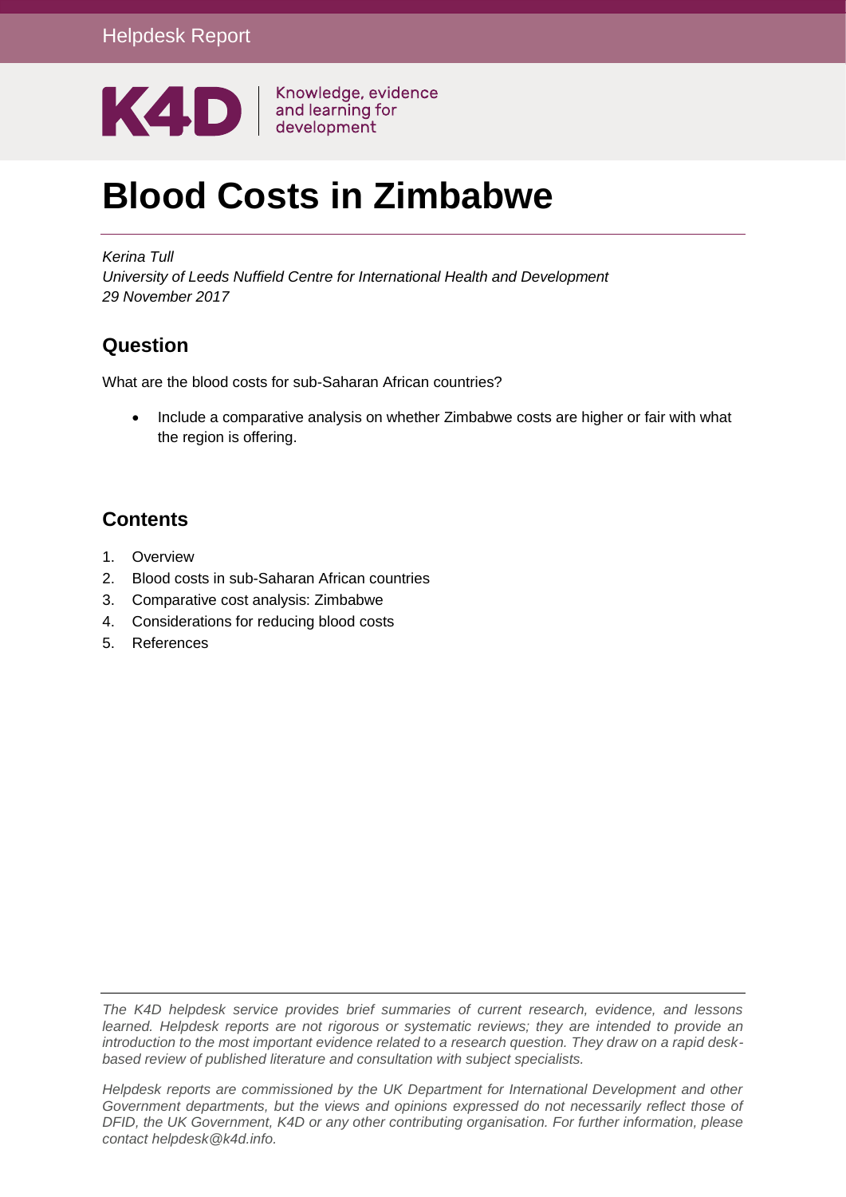Helpdesk Report

K4D Knowledge, evidence and learning for development

# Blood Costs in Zimbabwe

*Kerina Tull*
*University of Leeds Nuffield Centre for International Health and Development*
*29 November 2017*

## Question

What are the blood costs for sub-Saharan African countries?

- Include a comparative analysis on whether Zimbabwe costs are higher or fair with what the region is offering.

## Contents

1. Overview
2. Blood costs in sub-Saharan African countries
3. Comparative cost analysis: Zimbabwe
4. Considerations for reducing blood costs
5. References

*The K4D helpdesk service provides brief summaries of current research, evidence, and lessons learned. Helpdesk reports are not rigorous or systematic reviews; they are intended to provide an introduction to the most important evidence related to a research question. They draw on a rapid desk-based review of published literature and consultation with subject specialists.*

*Helpdesk reports are commissioned by the UK Department for International Development and other Government departments, but the views and opinions expressed do not necessarily reflect those of DFID, the UK Government, K4D or any other contributing organisation. For further information, please contact helpdesk@k4d.info.*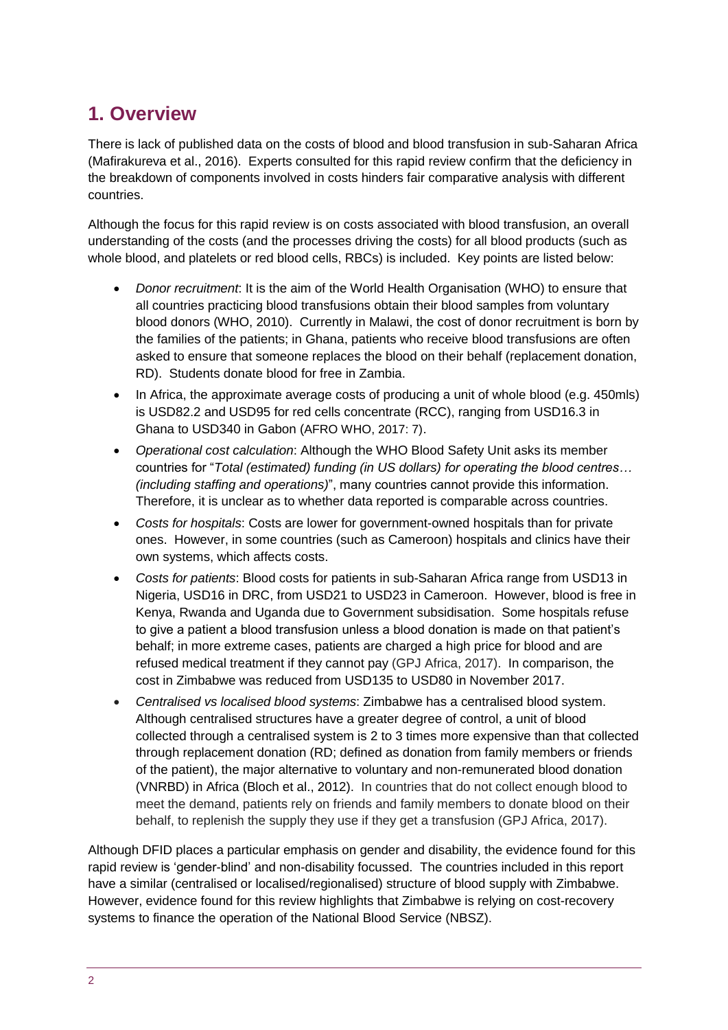## 1. Overview

There is lack of published data on the costs of blood and blood transfusion in sub-Saharan Africa (Mafirakureva et al., 2016). Experts consulted for this rapid review confirm that the deficiency in the breakdown of components involved in costs hinders fair comparative analysis with different countries.

Although the focus for this rapid review is on costs associated with blood transfusion, an overall understanding of the costs (and the processes driving the costs) for all blood products (such as whole blood, and platelets or red blood cells, RBCs) is included. Key points are listed below:

- *Donor recruitment*: It is the aim of the World Health Organisation (WHO) to ensure that all countries practicing blood transfusions obtain their blood samples from voluntary blood donors (WHO, 2010). Currently in Malawi, the cost of donor recruitment is born by the families of the patients; in Ghana, patients who receive blood transfusions are often asked to ensure that someone replaces the blood on their behalf (replacement donation, RD). Students donate blood for free in Zambia.
- In Africa, the approximate average costs of producing a unit of whole blood (e.g. 450mls) is USD82.2 and USD95 for red cells concentrate (RCC), ranging from USD16.3 in Ghana to USD340 in Gabon (AFRO WHO, 2017: 7).
- *Operational cost calculation*: Although the WHO Blood Safety Unit asks its member countries for "*Total (estimated) funding (in US dollars) for operating the blood centres… (including staffing and operations)*", many countries cannot provide this information. Therefore, it is unclear as to whether data reported is comparable across countries.
- *Costs for hospitals*: Costs are lower for government-owned hospitals than for private ones. However, in some countries (such as Cameroon) hospitals and clinics have their own systems, which affects costs.
- *Costs for patients*: Blood costs for patients in sub-Saharan Africa range from USD13 in Nigeria, USD16 in DRC, from USD21 to USD23 in Cameroon. However, blood is free in Kenya, Rwanda and Uganda due to Government subsidisation. Some hospitals refuse to give a patient a blood transfusion unless a blood donation is made on that patient's behalf; in more extreme cases, patients are charged a high price for blood and are refused medical treatment if they cannot pay (GPJ Africa, 2017). In comparison, the cost in Zimbabwe was reduced from USD135 to USD80 in November 2017.
- *Centralised vs localised blood systems*: Zimbabwe has a centralised blood system. Although centralised structures have a greater degree of control, a unit of blood collected through a centralised system is 2 to 3 times more expensive than that collected through replacement donation (RD; defined as donation from family members or friends of the patient), the major alternative to voluntary and non-remunerated blood donation (VNRBD) in Africa (Bloch et al., 2012). In countries that do not collect enough blood to meet the demand, patients rely on friends and family members to donate blood on their behalf, to replenish the supply they use if they get a transfusion (GPJ Africa, 2017).

Although DFID places a particular emphasis on gender and disability, the evidence found for this rapid review is 'gender-blind' and non-disability focussed. The countries included in this report have a similar (centralised or localised/regionalised) structure of blood supply with Zimbabwe. However, evidence found for this review highlights that Zimbabwe is relying on cost-recovery systems to finance the operation of the National Blood Service (NBSZ).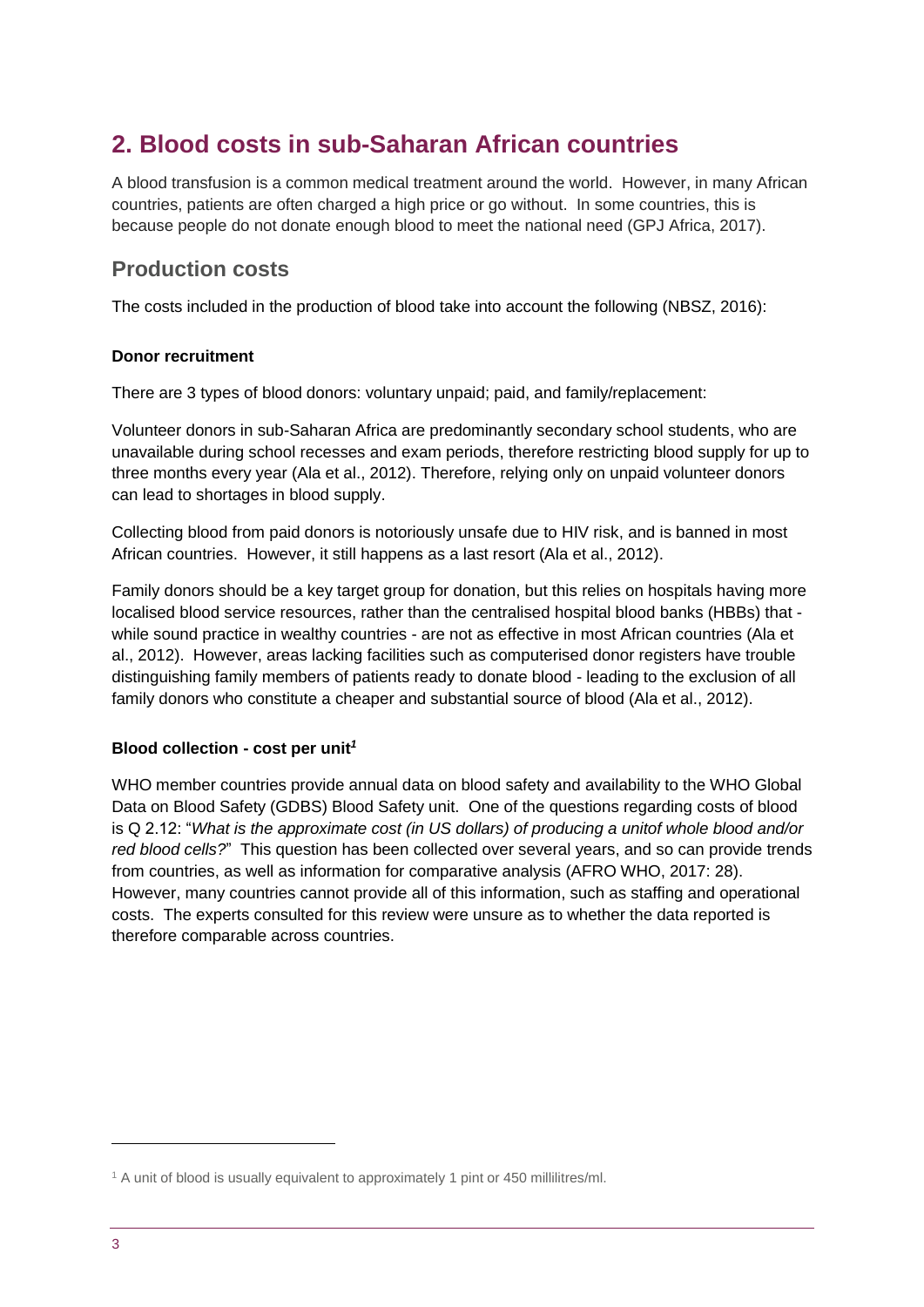## 2. Blood costs in sub-Saharan African countries

A blood transfusion is a common medical treatment around the world. However, in many African countries, patients are often charged a high price or go without. In some countries, this is because people do not donate enough blood to meet the national need (GPJ Africa, 2017).

### Production costs

The costs included in the production of blood take into account the following (NBSZ, 2016):

**Donor recruitment**

There are 3 types of blood donors: voluntary unpaid; paid, and family/replacement:

Volunteer donors in sub-Saharan Africa are predominantly secondary school students, who are unavailable during school recesses and exam periods, therefore restricting blood supply for up to three months every year (Ala et al., 2012). Therefore, relying only on unpaid volunteer donors can lead to shortages in blood supply.

Collecting blood from paid donors is notoriously unsafe due to HIV risk, and is banned in most African countries. However, it still happens as a last resort (Ala et al., 2012).

Family donors should be a key target group for donation, but this relies on hospitals having more localised blood service resources, rather than the centralised hospital blood banks (HBBs) that - while sound practice in wealthy countries - are not as effective in most African countries (Ala et al., 2012). However, areas lacking facilities such as computerised donor registers have trouble distinguishing family members of patients ready to donate blood - leading to the exclusion of all family donors who constitute a cheaper and substantial source of blood (Ala et al., 2012).

**Blood collection - cost per unit[1]**

WHO member countries provide annual data on blood safety and availability to the WHO Global Data on Blood Safety (GDBS) Blood Safety unit. One of the questions regarding costs of blood is Q 2.12: "*What is the approximate cost (in US dollars) of producing a unitof whole blood and/or red blood cells?*" This question has been collected over several years, and so can provide trends from countries, as well as information for comparative analysis (AFRO WHO, 2017: 28). However, many countries cannot provide all of this information, such as staffing and operational costs. The experts consulted for this review were unsure as to whether the data reported is therefore comparable across countries.

[1] A unit of blood is usually equivalent to approximately 1 pint or 450 millilitres/ml.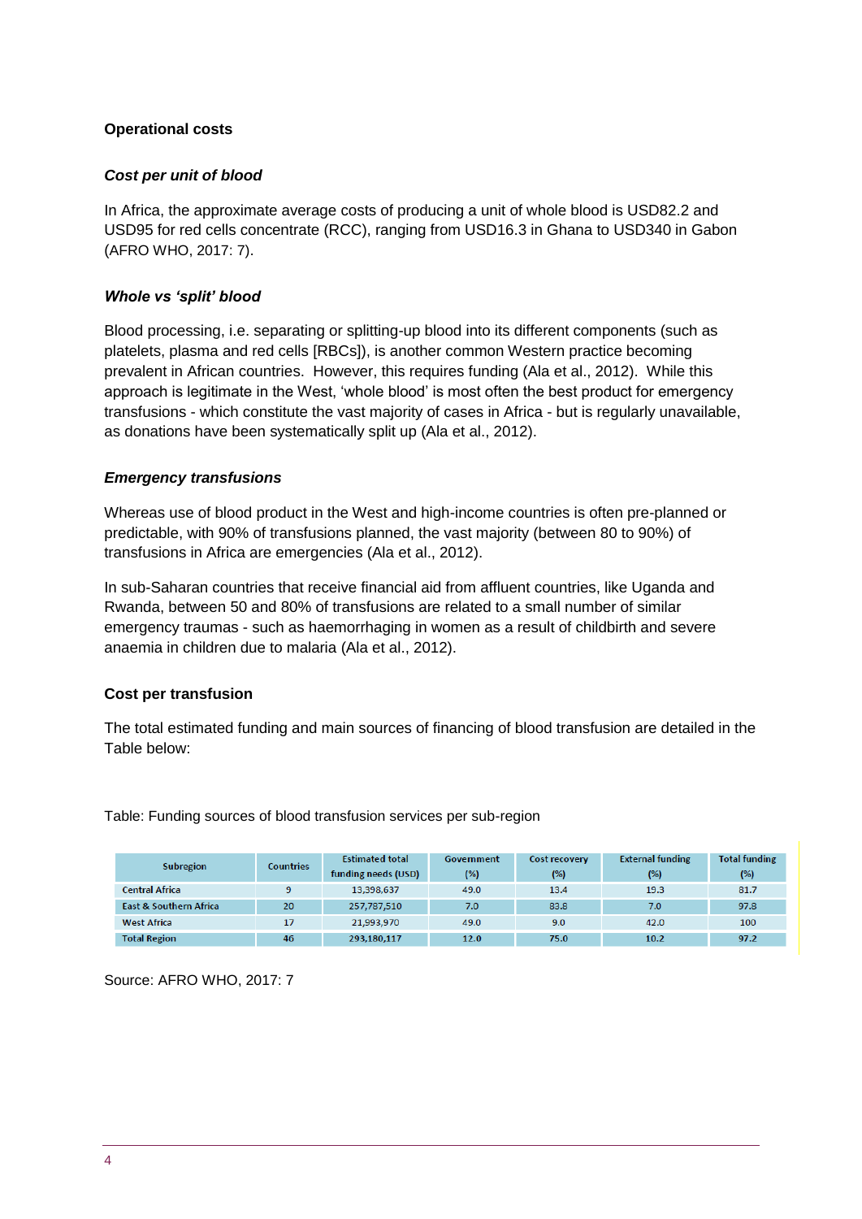## Operational costs

### *Cost per unit of blood*

In Africa, the approximate average costs of producing a unit of whole blood is USD82.2 and USD95 for red cells concentrate (RCC), ranging from USD16.3 in Ghana to USD340 in Gabon (AFRO WHO, 2017: 7).

### *Whole vs 'split' blood*

Blood processing, i.e. separating or splitting-up blood into its different components (such as platelets, plasma and red cells [RBCs]), is another common Western practice becoming prevalent in African countries. However, this requires funding (Ala et al., 2012). While this approach is legitimate in the West, 'whole blood' is most often the best product for emergency transfusions - which constitute the vast majority of cases in Africa - but is regularly unavailable, as donations have been systematically split up (Ala et al., 2012).

### *Emergency transfusions*

Whereas use of blood product in the West and high-income countries is often pre-planned or predictable, with 90% of transfusions planned, the vast majority (between 80 to 90%) of transfusions in Africa are emergencies (Ala et al., 2012).

In sub-Saharan countries that receive financial aid from affluent countries, like Uganda and Rwanda, between 50 and 80% of transfusions are related to a small number of similar emergency traumas - such as haemorrhaging in women as a result of childbirth and severe anaemia in children due to malaria (Ala et al., 2012).

### Cost per transfusion

The total estimated funding and main sources of financing of blood transfusion are detailed in the Table below:

Table: Funding sources of blood transfusion services per sub-region

| Subregion | Countries | Estimated total funding needs (USD) | Government (%) | Cost recovery (%) | External funding (%) | Total funding (%) |
|---|---|---|---|---|---|---|
| Central Africa | 9 | 13,398,637 | 49.0 | 13.4 | 19.3 | 81.7 |
| East & Southern Africa | 20 | 257,787,510 | 7.0 | 83.8 | 7.0 | 97.8 |
| West Africa | 17 | 21,993,970 | 49.0 | 9.0 | 42.0 | 100 |
| Total Region | 46 | 293,180,117 | 12.0 | 75.0 | 10.2 | 97.2 |

Source: AFRO WHO, 2017: 7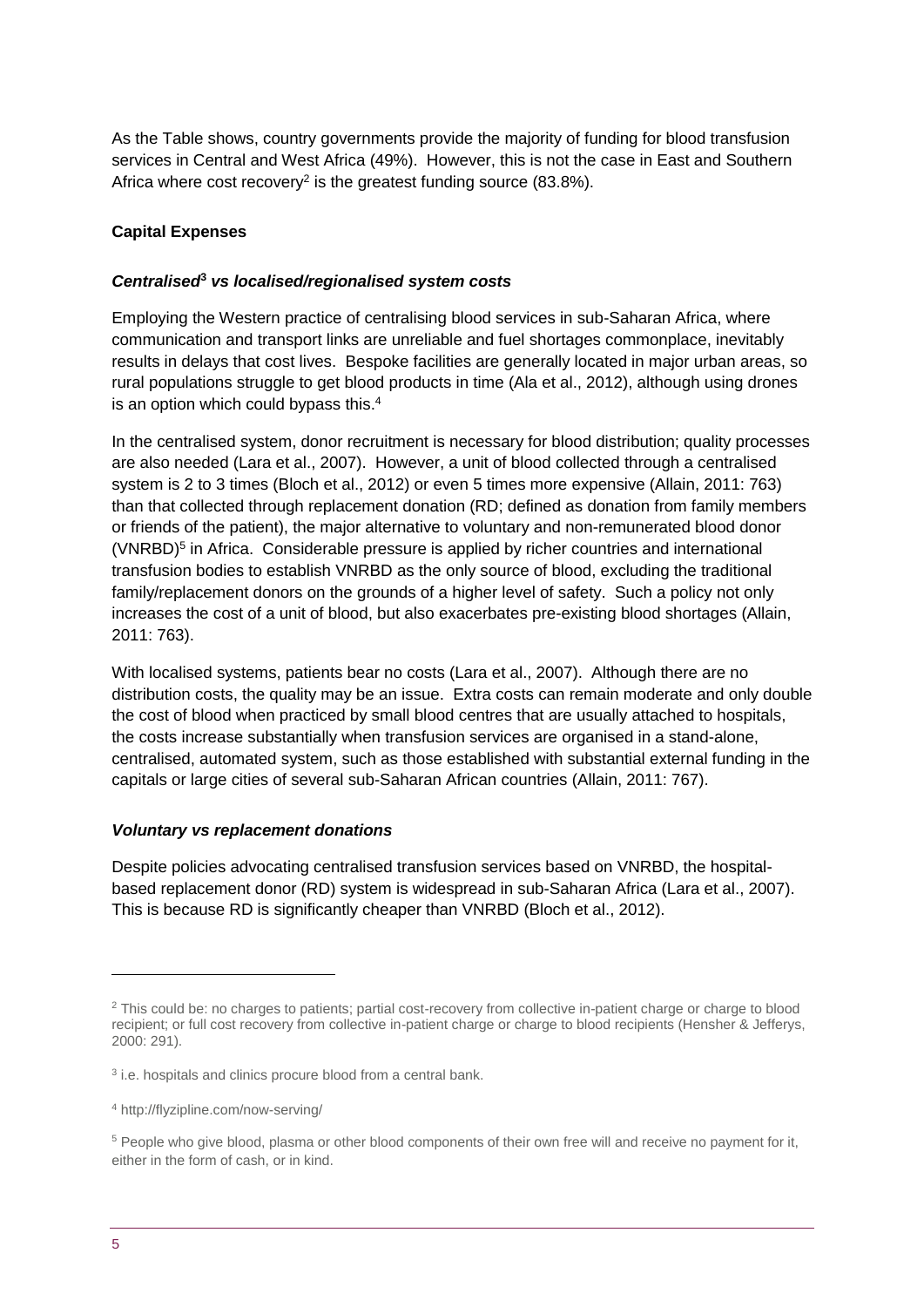As the Table shows, country governments provide the majority of funding for blood transfusion services in Central and West Africa (49%). However, this is not the case in East and Southern Africa where cost recovery[2] is the greatest funding source (83.8%).

**Capital Expenses**

***Centralised[3] vs localised/regionalised system costs***

Employing the Western practice of centralising blood services in sub-Saharan Africa, where communication and transport links are unreliable and fuel shortages commonplace, inevitably results in delays that cost lives. Bespoke facilities are generally located in major urban areas, so rural populations struggle to get blood products in time (Ala et al., 2012), although using drones is an option which could bypass this.[4]

In the centralised system, donor recruitment is necessary for blood distribution; quality processes are also needed (Lara et al., 2007). However, a unit of blood collected through a centralised system is 2 to 3 times (Bloch et al., 2012) or even 5 times more expensive (Allain, 2011: 763) than that collected through replacement donation (RD; defined as donation from family members or friends of the patient), the major alternative to voluntary and non-remunerated blood donor (VNRBD)[5] in Africa. Considerable pressure is applied by richer countries and international transfusion bodies to establish VNRBD as the only source of blood, excluding the traditional family/replacement donors on the grounds of a higher level of safety. Such a policy not only increases the cost of a unit of blood, but also exacerbates pre-existing blood shortages (Allain, 2011: 763).

With localised systems, patients bear no costs (Lara et al., 2007). Although there are no distribution costs, the quality may be an issue. Extra costs can remain moderate and only double the cost of blood when practiced by small blood centres that are usually attached to hospitals, the costs increase substantially when transfusion services are organised in a stand-alone, centralised, automated system, such as those established with substantial external funding in the capitals or large cities of several sub-Saharan African countries (Allain, 2011: 767).

***Voluntary vs replacement donations***

Despite policies advocating centralised transfusion services based on VNRBD, the hospital-based replacement donor (RD) system is widespread in sub-Saharan Africa (Lara et al., 2007). This is because RD is significantly cheaper than VNRBD (Bloch et al., 2012).

---

[2] This could be: no charges to patients; partial cost-recovery from collective in-patient charge or charge to blood recipient; or full cost recovery from collective in-patient charge or charge to blood recipients (Hensher & Jefferys, 2000: 291).

[3] i.e. hospitals and clinics procure blood from a central bank.

[4] http://flyzipline.com/now-serving/

[5] People who give blood, plasma or other blood components of their own free will and receive no payment for it, either in the form of cash, or in kind.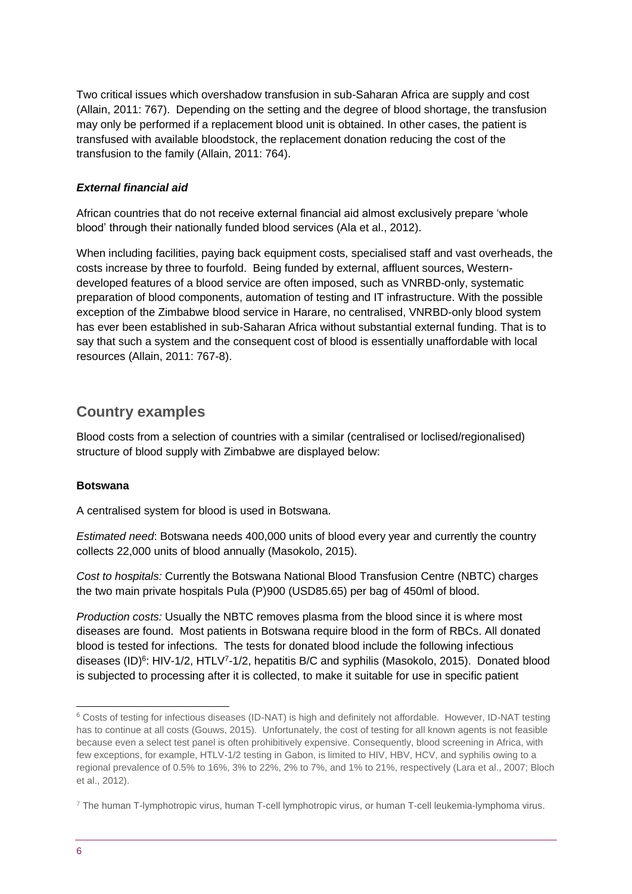Two critical issues which overshadow transfusion in sub-Saharan Africa are supply and cost (Allain, 2011: 767). Depending on the setting and the degree of blood shortage, the transfusion may only be performed if a replacement blood unit is obtained. In other cases, the patient is transfused with available bloodstock, the replacement donation reducing the cost of the transfusion to the family (Allain, 2011: 764).

### *External financial aid*

African countries that do not receive external financial aid almost exclusively prepare 'whole blood' through their nationally funded blood services (Ala et al., 2012).

When including facilities, paying back equipment costs, specialised staff and vast overheads, the costs increase by three to fourfold. Being funded by external, affluent sources, Western-developed features of a blood service are often imposed, such as VNRBD-only, systematic preparation of blood components, automation of testing and IT infrastructure. With the possible exception of the Zimbabwe blood service in Harare, no centralised, VNRBD-only blood system has ever been established in sub-Saharan Africa without substantial external funding. That is to say that such a system and the consequent cost of blood is essentially unaffordable with local resources (Allain, 2011: 767-8).

## Country examples

Blood costs from a selection of countries with a similar (centralised or loclised/regionalised) structure of blood supply with Zimbabwe are displayed below:

### Botswana

A centralised system for blood is used in Botswana.

*Estimated need*: Botswana needs 400,000 units of blood every year and currently the country collects 22,000 units of blood annually (Masokolo, 2015).

*Cost to hospitals:* Currently the Botswana National Blood Transfusion Centre (NBTC) charges the two main private hospitals Pula (P)900 (USD85.65) per bag of 450ml of blood.

*Production costs:* Usually the NBTC removes plasma from the blood since it is where most diseases are found. Most patients in Botswana require blood in the form of RBCs. All donated blood is tested for infections. The tests for donated blood include the following infectious diseases (ID)[6]: HIV-1/2, HTLV[7]-1/2, hepatitis B/C and syphilis (Masokolo, 2015). Donated blood is subjected to processing after it is collected, to make it suitable for use in specific patient

[6] Costs of testing for infectious diseases (ID-NAT) is high and definitely not affordable. However, ID-NAT testing has to continue at all costs (Gouws, 2015). Unfortunately, the cost of testing for all known agents is not feasible because even a select test panel is often prohibitively expensive. Consequently, blood screening in Africa, with few exceptions, for example, HTLV-1/2 testing in Gabon, is limited to HIV, HBV, HCV, and syphilis owing to a regional prevalence of 0.5% to 16%, 3% to 22%, 2% to 7%, and 1% to 21%, respectively (Lara et al., 2007; Bloch et al., 2012).

[7] The human T-lymphotropic virus, human T-cell lymphotropic virus, or human T-cell leukemia-lymphoma virus.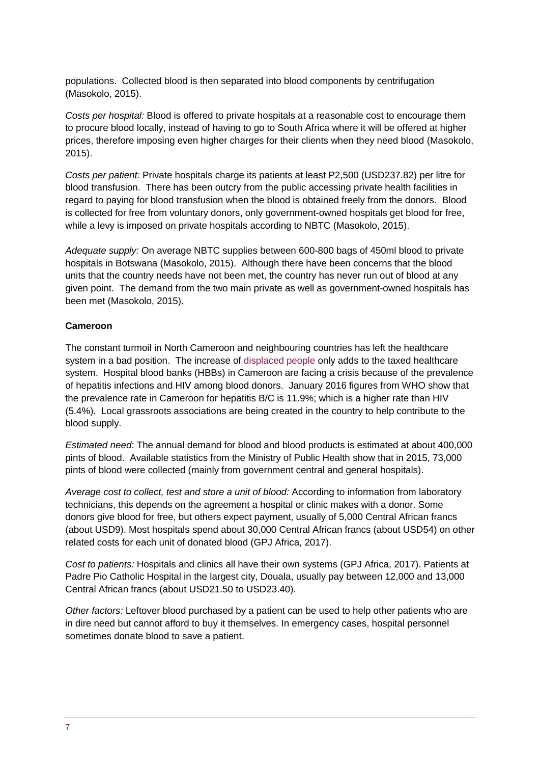populations. Collected blood is then separated into blood components by centrifugation (Masokolo, 2015).

*Costs per hospital:* Blood is offered to private hospitals at a reasonable cost to encourage them to procure blood locally, instead of having to go to South Africa where it will be offered at higher prices, therefore imposing even higher charges for their clients when they need blood (Masokolo, 2015).

*Costs per patient:* Private hospitals charge its patients at least P2,500 (USD237.82) per litre for blood transfusion. There has been outcry from the public accessing private health facilities in regard to paying for blood transfusion when the blood is obtained freely from the donors. Blood is collected for free from voluntary donors, only government-owned hospitals get blood for free, while a levy is imposed on private hospitals according to NBTC (Masokolo, 2015).

*Adequate supply:* On average NBTC supplies between 600-800 bags of 450ml blood to private hospitals in Botswana (Masokolo, 2015). Although there have been concerns that the blood units that the country needs have not been met, the country has never run out of blood at any given point. The demand from the two main private as well as government-owned hospitals has been met (Masokolo, 2015).

**Cameroon**

The constant turmoil in North Cameroon and neighbouring countries has left the healthcare system in a bad position. The increase of displaced people only adds to the taxed healthcare system. Hospital blood banks (HBBs) in Cameroon are facing a crisis because of the prevalence of hepatitis infections and HIV among blood donors. January 2016 figures from WHO show that the prevalence rate in Cameroon for hepatitis B/C is 11.9%; which is a higher rate than HIV (5.4%). Local grassroots associations are being created in the country to help contribute to the blood supply.

*Estimated need*: The annual demand for blood and blood products is estimated at about 400,000 pints of blood. Available statistics from the Ministry of Public Health show that in 2015, 73,000 pints of blood were collected (mainly from government central and general hospitals).

*Average cost to collect, test and store a unit of blood:* According to information from laboratory technicians, this depends on the agreement a hospital or clinic makes with a donor. Some donors give blood for free, but others expect payment, usually of 5,000 Central African francs (about USD9). Most hospitals spend about 30,000 Central African francs (about USD54) on other related costs for each unit of donated blood (GPJ Africa, 2017).

*Cost to patients:* Hospitals and clinics all have their own systems (GPJ Africa, 2017). Patients at Padre Pio Catholic Hospital in the largest city, Douala, usually pay between 12,000 and 13,000 Central African francs (about USD21.50 to USD23.40).

*Other factors:* Leftover blood purchased by a patient can be used to help other patients who are in dire need but cannot afford to buy it themselves. In emergency cases, hospital personnel sometimes donate blood to save a patient.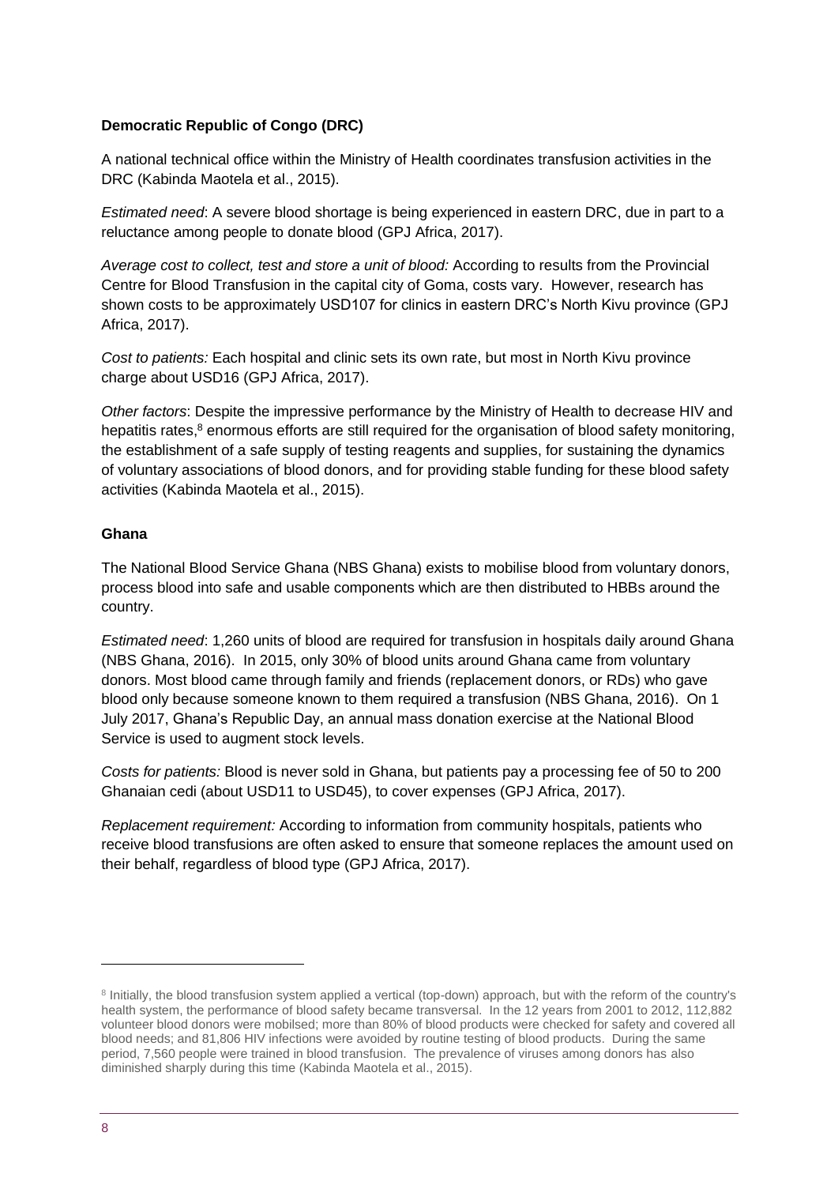**Democratic Republic of Congo (DRC)**

A national technical office within the Ministry of Health coordinates transfusion activities in the DRC (Kabinda Maotela et al., 2015).

*Estimated need*: A severe blood shortage is being experienced in eastern DRC, due in part to a reluctance among people to donate blood (GPJ Africa, 2017).

*Average cost to collect, test and store a unit of blood:* According to results from the Provincial Centre for Blood Transfusion in the capital city of Goma, costs vary. However, research has shown costs to be approximately USD107 for clinics in eastern DRC's North Kivu province (GPJ Africa, 2017).

*Cost to patients:* Each hospital and clinic sets its own rate, but most in North Kivu province charge about USD16 (GPJ Africa, 2017).

*Other factors*: Despite the impressive performance by the Ministry of Health to decrease HIV and hepatitis rates,[8] enormous efforts are still required for the organisation of blood safety monitoring, the establishment of a safe supply of testing reagents and supplies, for sustaining the dynamics of voluntary associations of blood donors, and for providing stable funding for these blood safety activities (Kabinda Maotela et al., 2015).

**Ghana**

The National Blood Service Ghana (NBS Ghana) exists to mobilise blood from voluntary donors, process blood into safe and usable components which are then distributed to HBBs around the country.

*Estimated need*: 1,260 units of blood are required for transfusion in hospitals daily around Ghana (NBS Ghana, 2016). In 2015, only 30% of blood units around Ghana came from voluntary donors. Most blood came through family and friends (replacement donors, or RDs) who gave blood only because someone known to them required a transfusion (NBS Ghana, 2016). On 1 July 2017, Ghana's Republic Day, an annual mass donation exercise at the National Blood Service is used to augment stock levels.

*Costs for patients:* Blood is never sold in Ghana, but patients pay a processing fee of 50 to 200 Ghanaian cedi (about USD11 to USD45), to cover expenses (GPJ Africa, 2017).

*Replacement requirement:* According to information from community hospitals, patients who receive blood transfusions are often asked to ensure that someone replaces the amount used on their behalf, regardless of blood type (GPJ Africa, 2017).

---

[8] Initially, the blood transfusion system applied a vertical (top-down) approach, but with the reform of the country's health system, the performance of blood safety became transversal. In the 12 years from 2001 to 2012, 112,882 volunteer blood donors were mobilsed; more than 80% of blood products were checked for safety and covered all blood needs; and 81,806 HIV infections were avoided by routine testing of blood products. During the same period, 7,560 people were trained in blood transfusion. The prevalence of viruses among donors has also diminished sharply during this time (Kabinda Maotela et al., 2015).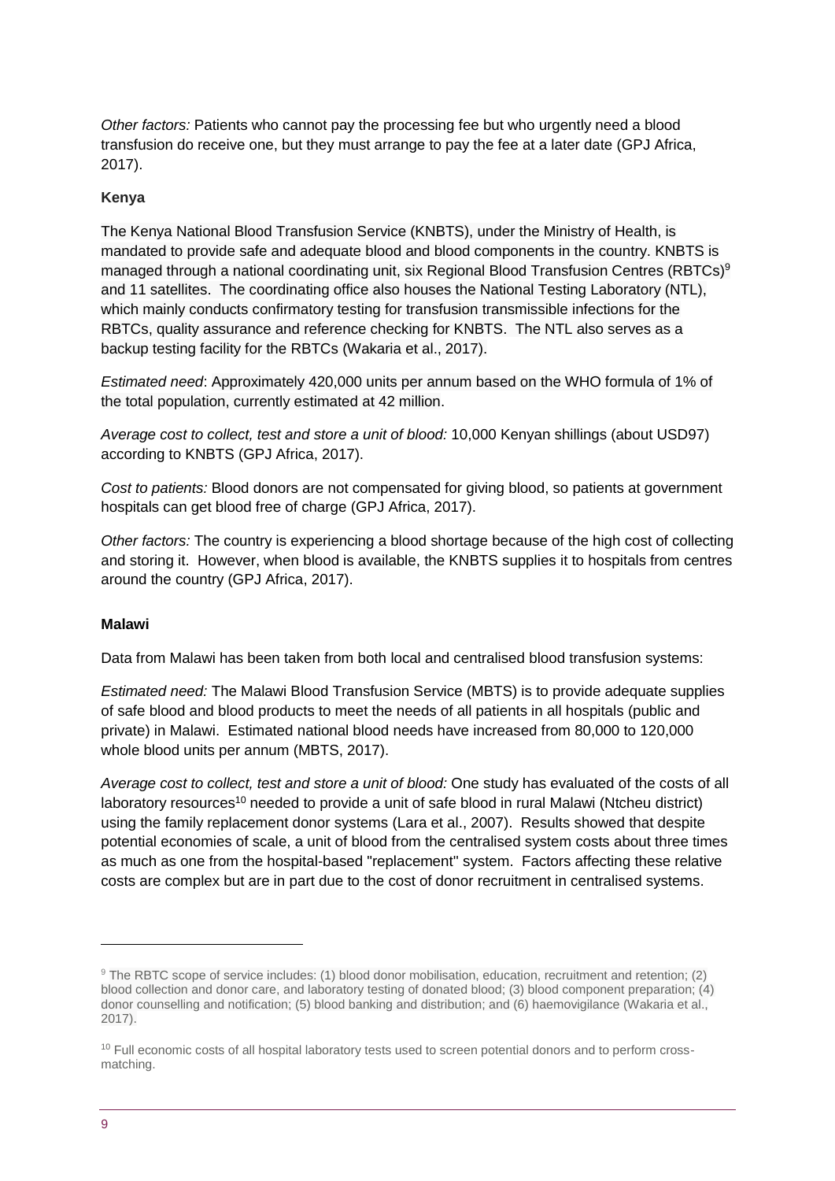*Other factors:* Patients who cannot pay the processing fee but who urgently need a blood transfusion do receive one, but they must arrange to pay the fee at a later date (GPJ Africa, 2017).

**Kenya**

The Kenya National Blood Transfusion Service (KNBTS), under the Ministry of Health, is mandated to provide safe and adequate blood and blood components in the country. KNBTS is managed through a national coordinating unit, six Regional Blood Transfusion Centres (RBTCs)[9] and 11 satellites. The coordinating office also houses the National Testing Laboratory (NTL), which mainly conducts confirmatory testing for transfusion transmissible infections for the RBTCs, quality assurance and reference checking for KNBTS. The NTL also serves as a backup testing facility for the RBTCs (Wakaria et al., 2017).

*Estimated need*: Approximately 420,000 units per annum based on the WHO formula of 1% of the total population, currently estimated at 42 million.

*Average cost to collect, test and store a unit of blood:* 10,000 Kenyan shillings (about USD97) according to KNBTS (GPJ Africa, 2017).

*Cost to patients:* Blood donors are not compensated for giving blood, so patients at government hospitals can get blood free of charge (GPJ Africa, 2017).

*Other factors:* The country is experiencing a blood shortage because of the high cost of collecting and storing it. However, when blood is available, the KNBTS supplies it to hospitals from centres around the country (GPJ Africa, 2017).

**Malawi**

Data from Malawi has been taken from both local and centralised blood transfusion systems:

*Estimated need:* The Malawi Blood Transfusion Service (MBTS) is to provide adequate supplies of safe blood and blood products to meet the needs of all patients in all hospitals (public and private) in Malawi. Estimated national blood needs have increased from 80,000 to 120,000 whole blood units per annum (MBTS, 2017).

*Average cost to collect, test and store a unit of blood:* One study has evaluated of the costs of all laboratory resources[10] needed to provide a unit of safe blood in rural Malawi (Ntcheu district) using the family replacement donor systems (Lara et al., 2007). Results showed that despite potential economies of scale, a unit of blood from the centralised system costs about three times as much as one from the hospital-based "replacement" system. Factors affecting these relative costs are complex but are in part due to the cost of donor recruitment in centralised systems.

---

[9] The RBTC scope of service includes: (1) blood donor mobilisation, education, recruitment and retention; (2) blood collection and donor care, and laboratory testing of donated blood; (3) blood component preparation; (4) donor counselling and notification; (5) blood banking and distribution; and (6) haemovigilance (Wakaria et al., 2017).

[10] Full economic costs of all hospital laboratory tests used to screen potential donors and to perform cross-matching.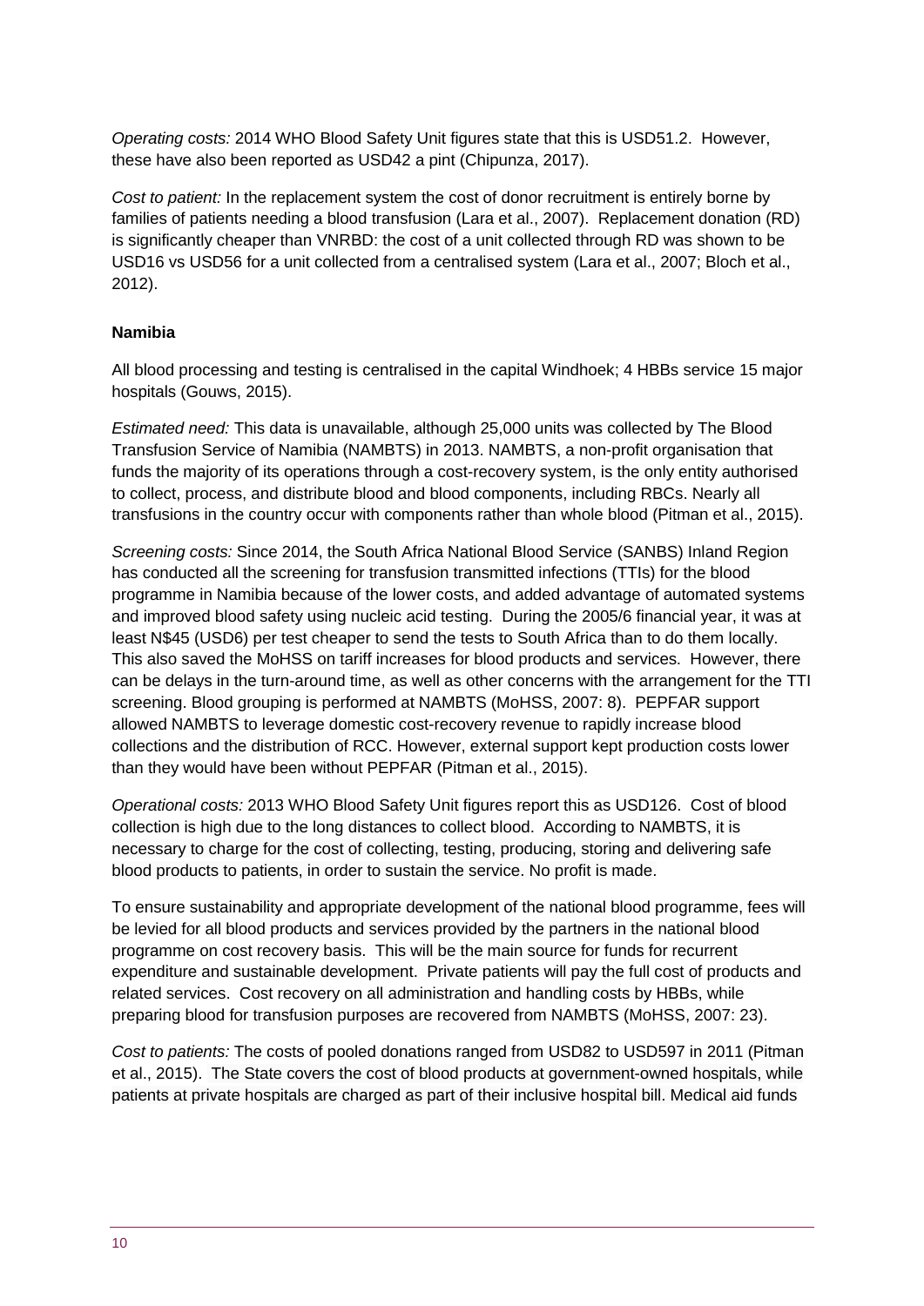*Operating costs:* 2014 WHO Blood Safety Unit figures state that this is USD51.2. However, these have also been reported as USD42 a pint (Chipunza, 2017).

*Cost to patient:* In the replacement system the cost of donor recruitment is entirely borne by families of patients needing a blood transfusion (Lara et al., 2007). Replacement donation (RD) is significantly cheaper than VNRBD: the cost of a unit collected through RD was shown to be USD16 vs USD56 for a unit collected from a centralised system (Lara et al., 2007; Bloch et al., 2012).

**Namibia**

All blood processing and testing is centralised in the capital Windhoek; 4 HBBs service 15 major hospitals (Gouws, 2015).

*Estimated need:* This data is unavailable, although 25,000 units was collected by The Blood Transfusion Service of Namibia (NAMBTS) in 2013. NAMBTS, a non-profit organisation that funds the majority of its operations through a cost-recovery system, is the only entity authorised to collect, process, and distribute blood and blood components, including RBCs. Nearly all transfusions in the country occur with components rather than whole blood (Pitman et al., 2015).

*Screening costs:* Since 2014, the South Africa National Blood Service (SANBS) Inland Region has conducted all the screening for transfusion transmitted infections (TTIs) for the blood programme in Namibia because of the lower costs, and added advantage of automated systems and improved blood safety using nucleic acid testing. During the 2005/6 financial year, it was at least N$45 (USD6) per test cheaper to send the tests to South Africa than to do them locally. This also saved the MoHSS on tariff increases for blood products and services. However, there can be delays in the turn-around time, as well as other concerns with the arrangement for the TTI screening. Blood grouping is performed at NAMBTS (MoHSS, 2007: 8). PEPFAR support allowed NAMBTS to leverage domestic cost-recovery revenue to rapidly increase blood collections and the distribution of RCC. However, external support kept production costs lower than they would have been without PEPFAR (Pitman et al., 2015).

*Operational costs:* 2013 WHO Blood Safety Unit figures report this as USD126. Cost of blood collection is high due to the long distances to collect blood. According to NAMBTS, it is necessary to charge for the cost of collecting, testing, producing, storing and delivering safe blood products to patients, in order to sustain the service. No profit is made.

To ensure sustainability and appropriate development of the national blood programme, fees will be levied for all blood products and services provided by the partners in the national blood programme on cost recovery basis. This will be the main source for funds for recurrent expenditure and sustainable development. Private patients will pay the full cost of products and related services. Cost recovery on all administration and handling costs by HBBs, while preparing blood for transfusion purposes are recovered from NAMBTS (MoHSS, 2007: 23).

*Cost to patients:* The costs of pooled donations ranged from USD82 to USD597 in 2011 (Pitman et al., 2015). The State covers the cost of blood products at government-owned hospitals, while patients at private hospitals are charged as part of their inclusive hospital bill. Medical aid funds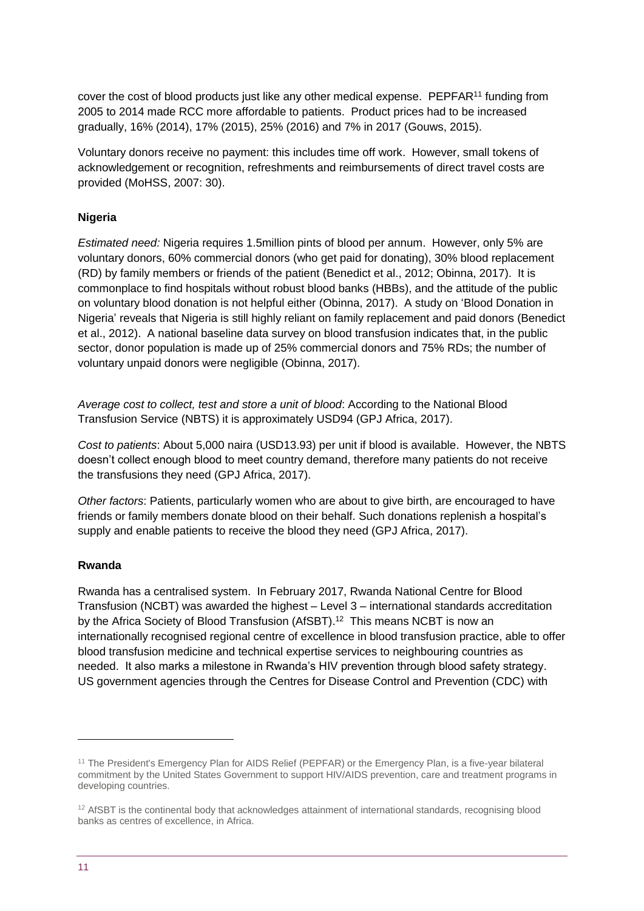cover the cost of blood products just like any other medical expense. PEPFAR[11] funding from 2005 to 2014 made RCC more affordable to patients. Product prices had to be increased gradually, 16% (2014), 17% (2015), 25% (2016) and 7% in 2017 (Gouws, 2015).

Voluntary donors receive no payment: this includes time off work. However, small tokens of acknowledgement or recognition, refreshments and reimbursements of direct travel costs are provided (MoHSS, 2007: 30).

**Nigeria**

*Estimated need:* Nigeria requires 1.5million pints of blood per annum. However, only 5% are voluntary donors, 60% commercial donors (who get paid for donating), 30% blood replacement (RD) by family members or friends of the patient (Benedict et al., 2012; Obinna, 2017). It is commonplace to find hospitals without robust blood banks (HBBs), and the attitude of the public on voluntary blood donation is not helpful either (Obinna, 2017). A study on 'Blood Donation in Nigeria' reveals that Nigeria is still highly reliant on family replacement and paid donors (Benedict et al., 2012). A national baseline data survey on blood transfusion indicates that, in the public sector, donor population is made up of 25% commercial donors and 75% RDs; the number of voluntary unpaid donors were negligible (Obinna, 2017).

*Average cost to collect, test and store a unit of blood*: According to the National Blood Transfusion Service (NBTS) it is approximately USD94 (GPJ Africa, 2017).

*Cost to patients*: About 5,000 naira (USD13.93) per unit if blood is available. However, the NBTS doesn't collect enough blood to meet country demand, therefore many patients do not receive the transfusions they need (GPJ Africa, 2017).

*Other factors*: Patients, particularly women who are about to give birth, are encouraged to have friends or family members donate blood on their behalf. Such donations replenish a hospital's supply and enable patients to receive the blood they need (GPJ Africa, 2017).

**Rwanda**

Rwanda has a centralised system. In February 2017, Rwanda National Centre for Blood Transfusion (NCBT) was awarded the highest – Level 3 – international standards accreditation by the Africa Society of Blood Transfusion (AfSBT).[12] This means NCBT is now an internationally recognised regional centre of excellence in blood transfusion practice, able to offer blood transfusion medicine and technical expertise services to neighbouring countries as needed. It also marks a milestone in Rwanda's HIV prevention through blood safety strategy. US government agencies through the Centres for Disease Control and Prevention (CDC) with

---

[11] The President's Emergency Plan for AIDS Relief (PEPFAR) or the Emergency Plan, is a five-year bilateral commitment by the United States Government to support HIV/AIDS prevention, care and treatment programs in developing countries.

[12] AfSBT is the continental body that acknowledges attainment of international standards, recognising blood banks as centres of excellence, in Africa.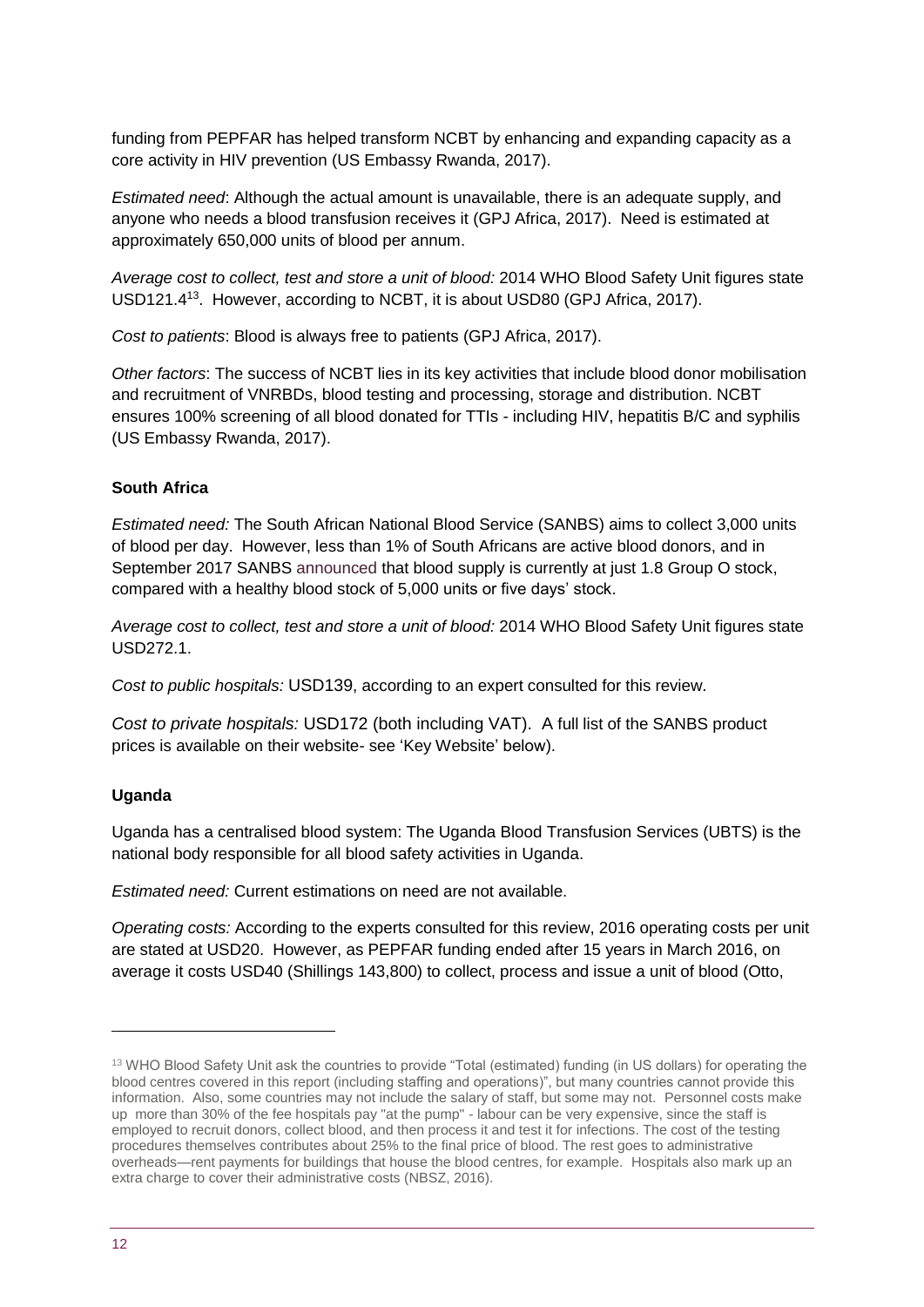funding from PEPFAR has helped transform NCBT by enhancing and expanding capacity as a core activity in HIV prevention (US Embassy Rwanda, 2017).

*Estimated need*: Although the actual amount is unavailable, there is an adequate supply, and anyone who needs a blood transfusion receives it (GPJ Africa, 2017). Need is estimated at approximately 650,000 units of blood per annum.

*Average cost to collect, test and store a unit of blood:* 2014 WHO Blood Safety Unit figures state USD121.4[13]. However, according to NCBT, it is about USD80 (GPJ Africa, 2017).

*Cost to patients*: Blood is always free to patients (GPJ Africa, 2017).

*Other factors*: The success of NCBT lies in its key activities that include blood donor mobilisation and recruitment of VNRBDs, blood testing and processing, storage and distribution. NCBT ensures 100% screening of all blood donated for TTIs - including HIV, hepatitis B/C and syphilis (US Embassy Rwanda, 2017).

**South Africa**

*Estimated need:* The South African National Blood Service (SANBS) aims to collect 3,000 units of blood per day. However, less than 1% of South Africans are active blood donors, and in September 2017 SANBS announced that blood supply is currently at just 1.8 Group O stock, compared with a healthy blood stock of 5,000 units or five days' stock.

*Average cost to collect, test and store a unit of blood:* 2014 WHO Blood Safety Unit figures state USD272.1.

*Cost to public hospitals:* USD139, according to an expert consulted for this review.

*Cost to private hospitals:* USD172 (both including VAT). A full list of the SANBS product prices is available on their website- see 'Key Website' below).

**Uganda**

Uganda has a centralised blood system: The Uganda Blood Transfusion Services (UBTS) is the national body responsible for all blood safety activities in Uganda.

*Estimated need:* Current estimations on need are not available.

*Operating costs:* According to the experts consulted for this review, 2016 operating costs per unit are stated at USD20. However, as PEPFAR funding ended after 15 years in March 2016, on average it costs USD40 (Shillings 143,800) to collect, process and issue a unit of blood (Otto,

---

[13] WHO Blood Safety Unit ask the countries to provide "Total (estimated) funding (in US dollars) for operating the blood centres covered in this report (including staffing and operations)", but many countries cannot provide this information. Also, some countries may not include the salary of staff, but some may not. Personnel costs make up more than 30% of the fee hospitals pay "at the pump" - labour can be very expensive, since the staff is employed to recruit donors, collect blood, and then process it and test it for infections. The cost of the testing procedures themselves contributes about 25% to the final price of blood. The rest goes to administrative overheads—rent payments for buildings that house the blood centres, for example. Hospitals also mark up an extra charge to cover their administrative costs (NBSZ, 2016).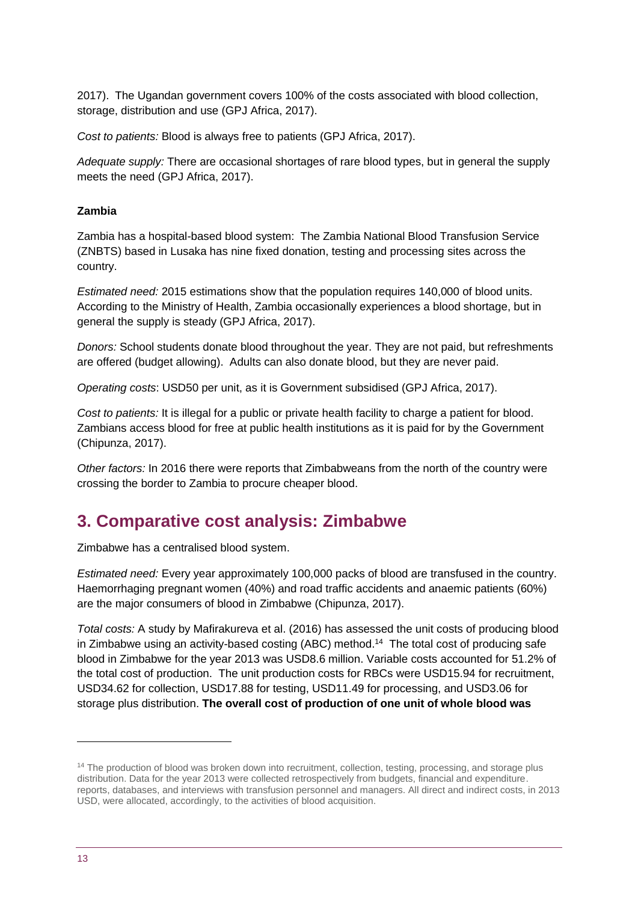2017). The Ugandan government covers 100% of the costs associated with blood collection, storage, distribution and use (GPJ Africa, 2017).

*Cost to patients:* Blood is always free to patients (GPJ Africa, 2017).

*Adequate supply:* There are occasional shortages of rare blood types, but in general the supply meets the need (GPJ Africa, 2017).

**Zambia**

Zambia has a hospital-based blood system: The Zambia National Blood Transfusion Service (ZNBTS) based in Lusaka has nine fixed donation, testing and processing sites across the country.

*Estimated need:* 2015 estimations show that the population requires 140,000 of blood units. According to the Ministry of Health, Zambia occasionally experiences a blood shortage, but in general the supply is steady (GPJ Africa, 2017).

*Donors:* School students donate blood throughout the year. They are not paid, but refreshments are offered (budget allowing). Adults can also donate blood, but they are never paid.

*Operating costs*: USD50 per unit, as it is Government subsidised (GPJ Africa, 2017).

*Cost to patients:* It is illegal for a public or private health facility to charge a patient for blood. Zambians access blood for free at public health institutions as it is paid for by the Government (Chipunza, 2017).

*Other factors:* In 2016 there were reports that Zimbabweans from the north of the country were crossing the border to Zambia to procure cheaper blood.

## 3. Comparative cost analysis: Zimbabwe

Zimbabwe has a centralised blood system.

*Estimated need:* Every year approximately 100,000 packs of blood are transfused in the country. Haemorrhaging pregnant women (40%) and road traffic accidents and anaemic patients (60%) are the major consumers of blood in Zimbabwe (Chipunza, 2017).

*Total costs:* A study by Mafirakureva et al. (2016) has assessed the unit costs of producing blood in Zimbabwe using an activity-based costing (ABC) method.[14] The total cost of producing safe blood in Zimbabwe for the year 2013 was USD8.6 million. Variable costs accounted for 51.2% of the total cost of production. The unit production costs for RBCs were USD15.94 for recruitment, USD34.62 for collection, USD17.88 for testing, USD11.49 for processing, and USD3.06 for storage plus distribution. **The overall cost of production of one unit of whole blood was**

[14] The production of blood was broken down into recruitment, collection, testing, processing, and storage plus distribution. Data for the year 2013 were collected retrospectively from budgets, financial and expenditure. reports, databases, and interviews with transfusion personnel and managers. All direct and indirect costs, in 2013 USD, were allocated, accordingly, to the activities of blood acquisition.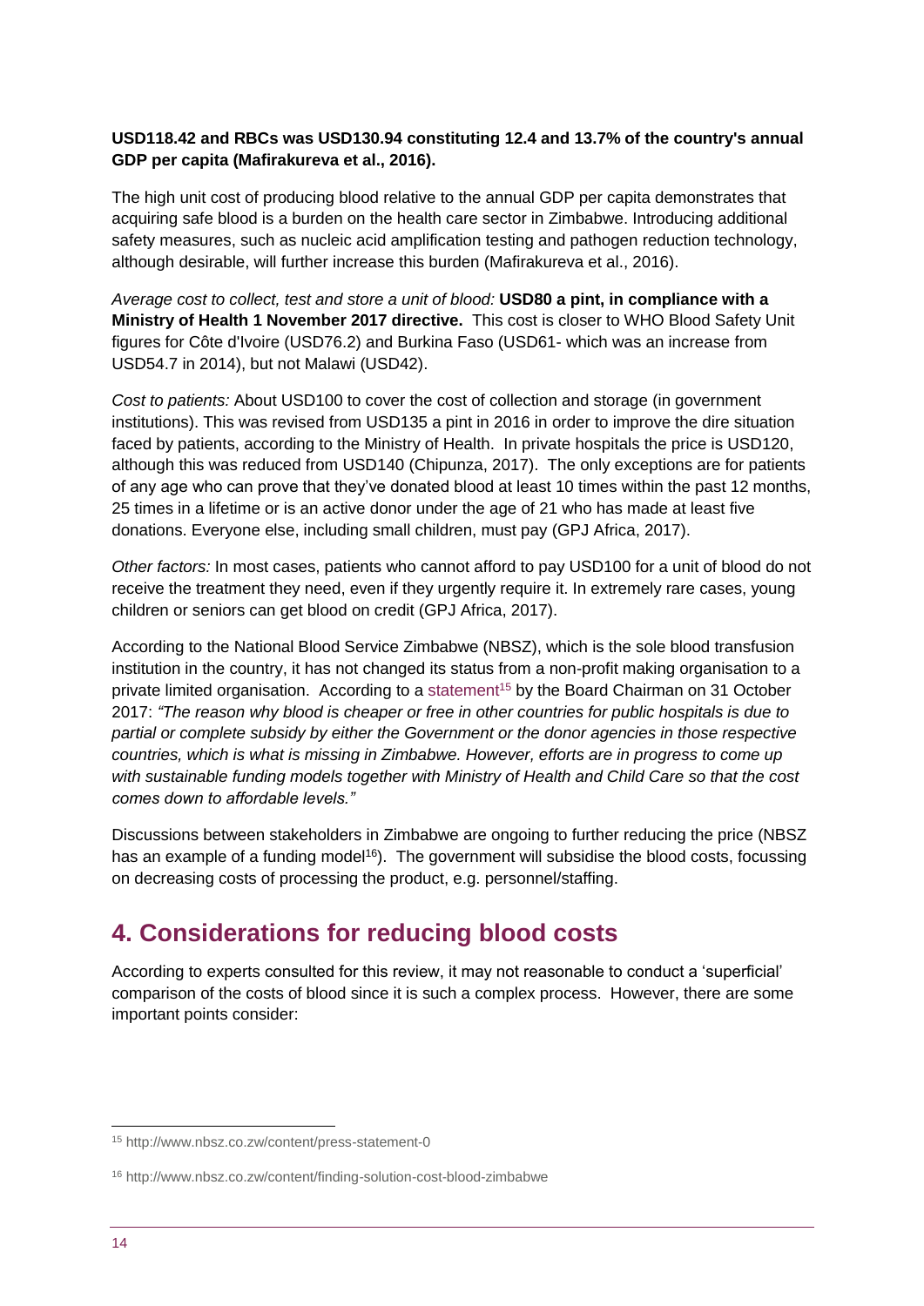**USD118.42 and RBCs was USD130.94 constituting 12.4 and 13.7% of the country's annual GDP per capita (Mafirakureva et al., 2016).**

The high unit cost of producing blood relative to the annual GDP per capita demonstrates that acquiring safe blood is a burden on the health care sector in Zimbabwe. Introducing additional safety measures, such as nucleic acid amplification testing and pathogen reduction technology, although desirable, will further increase this burden (Mafirakureva et al., 2016).

*Average cost to collect, test and store a unit of blood:* **USD80 a pint, in compliance with a Ministry of Health 1 November 2017 directive.** This cost is closer to WHO Blood Safety Unit figures for Côte d'Ivoire (USD76.2) and Burkina Faso (USD61- which was an increase from USD54.7 in 2014), but not Malawi (USD42).

*Cost to patients:* About USD100 to cover the cost of collection and storage (in government institutions). This was revised from USD135 a pint in 2016 in order to improve the dire situation faced by patients, according to the Ministry of Health. In private hospitals the price is USD120, although this was reduced from USD140 (Chipunza, 2017). The only exceptions are for patients of any age who can prove that they've donated blood at least 10 times within the past 12 months, 25 times in a lifetime or is an active donor under the age of 21 who has made at least five donations. Everyone else, including small children, must pay (GPJ Africa, 2017).

*Other factors:* In most cases, patients who cannot afford to pay USD100 for a unit of blood do not receive the treatment they need, even if they urgently require it. In extremely rare cases, young children or seniors can get blood on credit (GPJ Africa, 2017).

According to the National Blood Service Zimbabwe (NBSZ), which is the sole blood transfusion institution in the country, it has not changed its status from a non-profit making organisation to a private limited organisation. According to a statement[15] by the Board Chairman on 31 October 2017: *"The reason why blood is cheaper or free in other countries for public hospitals is due to partial or complete subsidy by either the Government or the donor agencies in those respective countries, which is what is missing in Zimbabwe. However, efforts are in progress to come up with sustainable funding models together with Ministry of Health and Child Care so that the cost comes down to affordable levels."*

Discussions between stakeholders in Zimbabwe are ongoing to further reducing the price (NBSZ has an example of a funding model[16]). The government will subsidise the blood costs, focussing on decreasing costs of processing the product, e.g. personnel/staffing.

## 4. Considerations for reducing blood costs

According to experts consulted for this review, it may not reasonable to conduct a 'superficial' comparison of the costs of blood since it is such a complex process. However, there are some important points consider:

---

[15] http://www.nbsz.co.zw/content/press-statement-0

[16] http://www.nbsz.co.zw/content/finding-solution-cost-blood-zimbabwe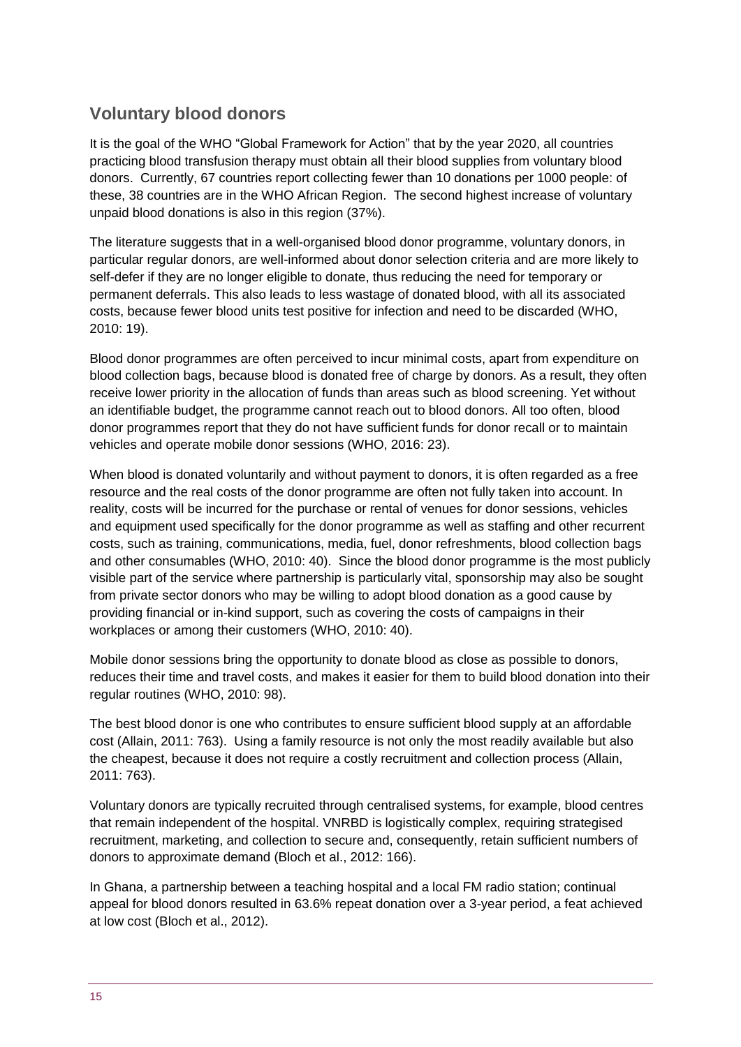## Voluntary blood donors

It is the goal of the WHO “Global Framework for Action” that by the year 2020, all countries practicing blood transfusion therapy must obtain all their blood supplies from voluntary blood donors. Currently, 67 countries report collecting fewer than 10 donations per 1000 people: of these, 38 countries are in the WHO African Region. The second highest increase of voluntary unpaid blood donations is also in this region (37%).

The literature suggests that in a well-organised blood donor programme, voluntary donors, in particular regular donors, are well-informed about donor selection criteria and are more likely to self-defer if they are no longer eligible to donate, thus reducing the need for temporary or permanent deferrals. This also leads to less wastage of donated blood, with all its associated costs, because fewer blood units test positive for infection and need to be discarded (WHO, 2010: 19).

Blood donor programmes are often perceived to incur minimal costs, apart from expenditure on blood collection bags, because blood is donated free of charge by donors. As a result, they often receive lower priority in the allocation of funds than areas such as blood screening. Yet without an identifiable budget, the programme cannot reach out to blood donors. All too often, blood donor programmes report that they do not have sufficient funds for donor recall or to maintain vehicles and operate mobile donor sessions (WHO, 2016: 23).

When blood is donated voluntarily and without payment to donors, it is often regarded as a free resource and the real costs of the donor programme are often not fully taken into account. In reality, costs will be incurred for the purchase or rental of venues for donor sessions, vehicles and equipment used specifically for the donor programme as well as staffing and other recurrent costs, such as training, communications, media, fuel, donor refreshments, blood collection bags and other consumables (WHO, 2010: 40). Since the blood donor programme is the most publicly visible part of the service where partnership is particularly vital, sponsorship may also be sought from private sector donors who may be willing to adopt blood donation as a good cause by providing financial or in-kind support, such as covering the costs of campaigns in their workplaces or among their customers (WHO, 2010: 40).

Mobile donor sessions bring the opportunity to donate blood as close as possible to donors, reduces their time and travel costs, and makes it easier for them to build blood donation into their regular routines (WHO, 2010: 98).

The best blood donor is one who contributes to ensure sufficient blood supply at an affordable cost (Allain, 2011: 763). Using a family resource is not only the most readily available but also the cheapest, because it does not require a costly recruitment and collection process (Allain, 2011: 763).

Voluntary donors are typically recruited through centralised systems, for example, blood centres that remain independent of the hospital. VNRBD is logistically complex, requiring strategised recruitment, marketing, and collection to secure and, consequently, retain sufficient numbers of donors to approximate demand (Bloch et al., 2012: 166).

In Ghana, a partnership between a teaching hospital and a local FM radio station; continual appeal for blood donors resulted in 63.6% repeat donation over a 3-year period, a feat achieved at low cost (Bloch et al., 2012).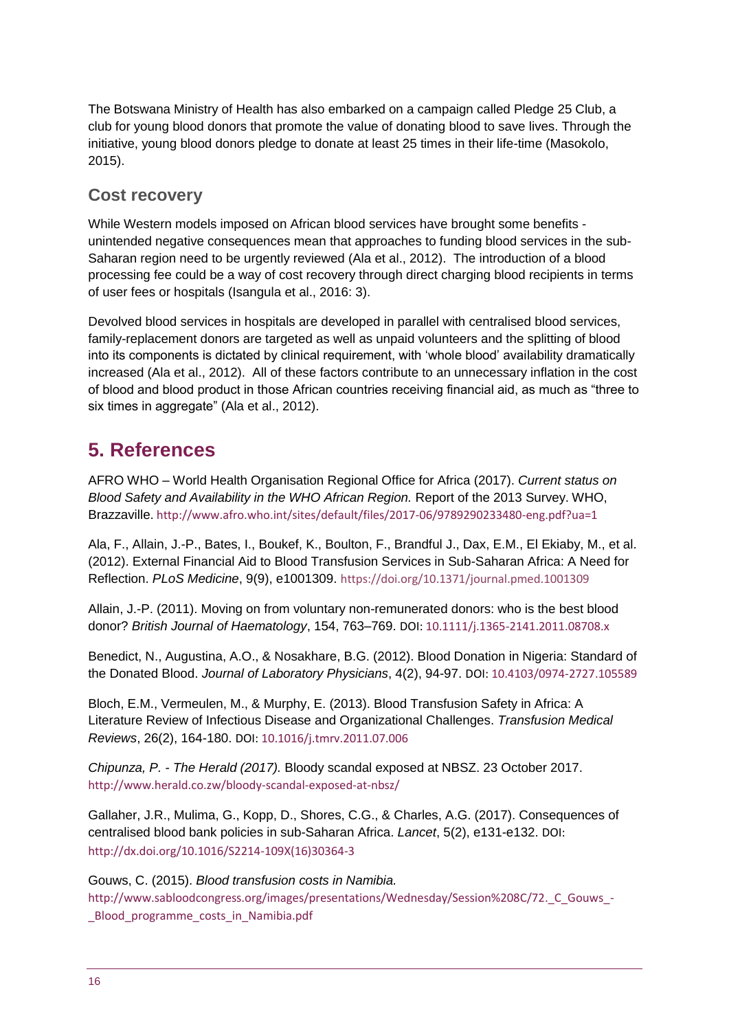The Botswana Ministry of Health has also embarked on a campaign called Pledge 25 Club, a club for young blood donors that promote the value of donating blood to save lives. Through the initiative, young blood donors pledge to donate at least 25 times in their life-time (Masokolo, 2015).

### Cost recovery

While Western models imposed on African blood services have brought some benefits - unintended negative consequences mean that approaches to funding blood services in the sub-Saharan region need to be urgently reviewed (Ala et al., 2012). The introduction of a blood processing fee could be a way of cost recovery through direct charging blood recipients in terms of user fees or hospitals (Isangula et al., 2016: 3).

Devolved blood services in hospitals are developed in parallel with centralised blood services, family-replacement donors are targeted as well as unpaid volunteers and the splitting of blood into its components is dictated by clinical requirement, with 'whole blood' availability dramatically increased (Ala et al., 2012). All of these factors contribute to an unnecessary inflation in the cost of blood and blood product in those African countries receiving financial aid, as much as "three to six times in aggregate" (Ala et al., 2012).

## 5. References

AFRO WHO – World Health Organisation Regional Office for Africa (2017). *Current status on Blood Safety and Availability in the WHO African Region.* Report of the 2013 Survey. WHO, Brazzaville. http://www.afro.who.int/sites/default/files/2017-06/9789290233480-eng.pdf?ua=1

Ala, F., Allain, J.-P., Bates, I., Boukef, K., Boulton, F., Brandful J., Dax, E.M., El Ekiaby, M., et al. (2012). External Financial Aid to Blood Transfusion Services in Sub-Saharan Africa: A Need for Reflection. *PLoS Medicine*, 9(9), e1001309. https://doi.org/10.1371/journal.pmed.1001309

Allain, J.-P. (2011). Moving on from voluntary non-remunerated donors: who is the best blood donor? *British Journal of Haematology*, 154, 763–769. DOI: 10.1111/j.1365-2141.2011.08708.x

Benedict, N., Augustina, A.O., & Nosakhare, B.G. (2012). Blood Donation in Nigeria: Standard of the Donated Blood. *Journal of Laboratory Physicians*, 4(2), 94-97. DOI: 10.4103/0974-2727.105589

Bloch, E.M., Vermeulen, M., & Murphy, E. (2013). Blood Transfusion Safety in Africa: A Literature Review of Infectious Disease and Organizational Challenges. *Transfusion Medical Reviews*, 26(2), 164-180. DOI: 10.1016/j.tmrv.2011.07.006

*Chipunza, P. - The Herald (2017).* Bloody scandal exposed at NBSZ. 23 October 2017. http://www.herald.co.zw/bloody-scandal-exposed-at-nbsz/

Gallaher, J.R., Mulima, G., Kopp, D., Shores, C.G., & Charles, A.G. (2017). Consequences of centralised blood bank policies in sub-Saharan Africa. *Lancet*, 5(2), e131-e132. DOI: http://dx.doi.org/10.1016/S2214-109X(16)30364-3

Gouws, C. (2015). *Blood transfusion costs in Namibia.* http://www.sabloodcongress.org/images/presentations/Wednesday/Session%208C/72._C_Gouws_-_Blood_programme_costs_in_Namibia.pdf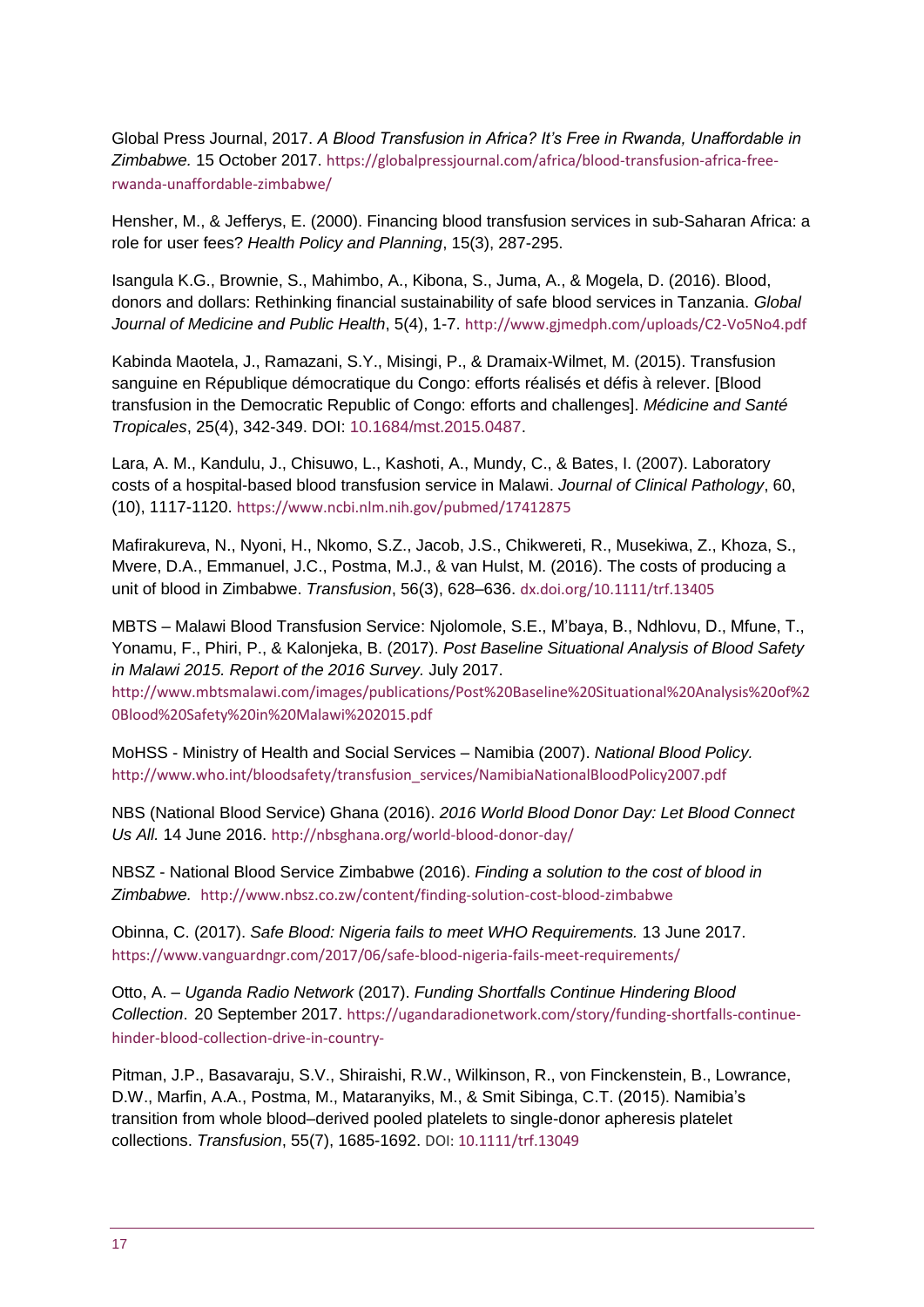Global Press Journal, 2017. *A Blood Transfusion in Africa? It's Free in Rwanda, Unaffordable in Zimbabwe.* 15 October 2017. https://globalpressjournal.com/africa/blood-transfusion-africa-free-rwanda-unaffordable-zimbabwe/

Hensher, M., & Jefferys, E. (2000). Financing blood transfusion services in sub-Saharan Africa: a role for user fees? *Health Policy and Planning*, 15(3), 287-295.

Isangula K.G., Brownie, S., Mahimbo, A., Kibona, S., Juma, A., & Mogela, D. (2016). Blood, donors and dollars: Rethinking financial sustainability of safe blood services in Tanzania. *Global Journal of Medicine and Public Health*, 5(4), 1-7. http://www.gjmedph.com/uploads/C2-Vo5No4.pdf

Kabinda Maotela, J., Ramazani, S.Y., Misingi, P., & Dramaix-Wilmet, M. (2015). Transfusion sanguine en République démocratique du Congo: efforts réalisés et défis à relever. [Blood transfusion in the Democratic Republic of Congo: efforts and challenges]. *Médicine and Santé Tropicales*, 25(4), 342-349. DOI: 10.1684/mst.2015.0487.

Lara, A. M., Kandulu, J., Chisuwo, L., Kashoti, A., Mundy, C., & Bates, I. (2007). Laboratory costs of a hospital-based blood transfusion service in Malawi. *Journal of Clinical Pathology*, 60, (10), 1117-1120. https://www.ncbi.nlm.nih.gov/pubmed/17412875

Mafirakureva, N., Nyoni, H., Nkomo, S.Z., Jacob, J.S., Chikwereti, R., Musekiwa, Z., Khoza, S., Mvere, D.A., Emmanuel, J.C., Postma, M.J., & van Hulst, M. (2016). The costs of producing a unit of blood in Zimbabwe. *Transfusion*, 56(3), 628–636. dx.doi.org/10.1111/trf.13405

MBTS – Malawi Blood Transfusion Service: Njolomole, S.E., M'baya, B., Ndhlovu, D., Mfune, T., Yonamu, F., Phiri, P., & Kalonjeka, B. (2017). *Post Baseline Situational Analysis of Blood Safety in Malawi 2015. Report of the 2016 Survey.* July 2017. http://www.mbtsmalawi.com/images/publications/Post%20Baseline%20Situational%20Analysis%20of%20Blood%20Safety%20in%20Malawi%202015.pdf

MoHSS - Ministry of Health and Social Services – Namibia (2007). *National Blood Policy.* http://www.who.int/bloodsafety/transfusion_services/NamibiaNationalBloodPolicy2007.pdf

NBS (National Blood Service) Ghana (2016). *2016 World Blood Donor Day: Let Blood Connect Us All.* 14 June 2016. http://nbsghana.org/world-blood-donor-day/

NBSZ - National Blood Service Zimbabwe (2016). *Finding a solution to the cost of blood in Zimbabwe.* http://www.nbsz.co.zw/content/finding-solution-cost-blood-zimbabwe

Obinna, C. (2017). *Safe Blood: Nigeria fails to meet WHO Requirements.* 13 June 2017. https://www.vanguardngr.com/2017/06/safe-blood-nigeria-fails-meet-requirements/

Otto, A. – *Uganda Radio Network* (2017). *Funding Shortfalls Continue Hindering Blood Collection*. 20 September 2017. https://ugandaradionetwork.com/story/funding-shortfalls-continue-hinder-blood-collection-drive-in-country-

Pitman, J.P., Basavaraju, S.V., Shiraishi, R.W., Wilkinson, R., von Finckenstein, B., Lowrance, D.W., Marfin, A.A., Postma, M., Mataranyiks, M., & Smit Sibinga, C.T. (2015). Namibia's transition from whole blood–derived pooled platelets to single-donor apheresis platelet collections. *Transfusion*, 55(7), 1685-1692. DOI: 10.1111/trf.13049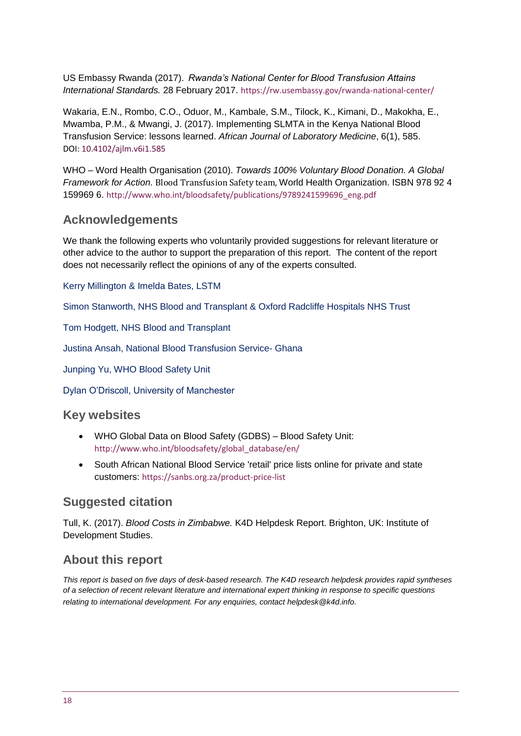US Embassy Rwanda (2017). *Rwanda's National Center for Blood Transfusion Attains International Standards.* 28 February 2017. https://rw.usembassy.gov/rwanda-national-center/

Wakaria, E.N., Rombo, C.O., Oduor, M., Kambale, S.M., Tilock, K., Kimani, D., Makokha, E., Mwamba, P.M., & Mwangi, J. (2017). Implementing SLMTA in the Kenya National Blood Transfusion Service: lessons learned. *African Journal of Laboratory Medicine*, 6(1), 585. DOI: 10.4102/ajlm.v6i1.585

WHO – Word Health Organisation (2010). *Towards 100% Voluntary Blood Donation. A Global Framework for Action.* Blood Transfusion Safety team, World Health Organization. ISBN 978 92 4 159969 6. http://www.who.int/bloodsafety/publications/9789241599696_eng.pdf

## Acknowledgements

We thank the following experts who voluntarily provided suggestions for relevant literature or other advice to the author to support the preparation of this report. The content of the report does not necessarily reflect the opinions of any of the experts consulted.

Kerry Millington & Imelda Bates, LSTM

Simon Stanworth, NHS Blood and Transplant & Oxford Radcliffe Hospitals NHS Trust

Tom Hodgett, NHS Blood and Transplant

Justina Ansah, National Blood Transfusion Service- Ghana

Junping Yu, WHO Blood Safety Unit

Dylan O'Driscoll, University of Manchester

## Key websites

- WHO Global Data on Blood Safety (GDBS) – Blood Safety Unit: http://www.who.int/bloodsafety/global_database/en/
- South African National Blood Service 'retail' price lists online for private and state customers: https://sanbs.org.za/product-price-list

## Suggested citation

Tull, K. (2017). *Blood Costs in Zimbabwe.* K4D Helpdesk Report. Brighton, UK: Institute of Development Studies.

## About this report

*This report is based on five days of desk-based research. The K4D research helpdesk provides rapid syntheses of a selection of recent relevant literature and international expert thinking in response to specific questions relating to international development. For any enquiries, contact helpdesk@k4d.info.*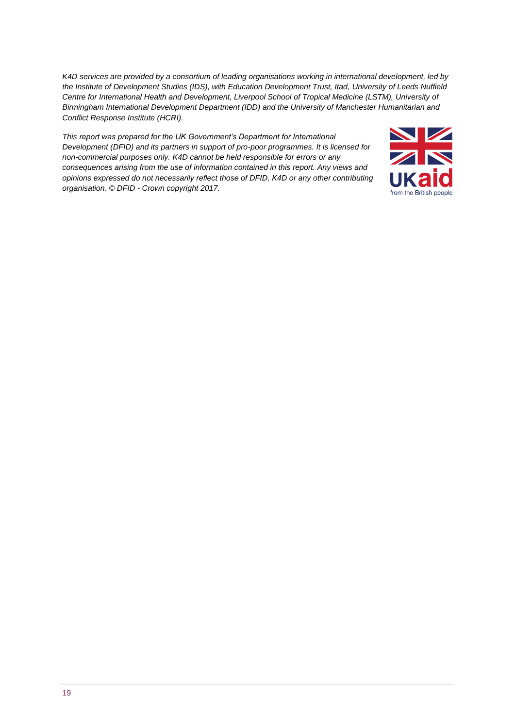*K4D services are provided by a consortium of leading organisations working in international development, led by the Institute of Development Studies (IDS), with Education Development Trust, Itad, University of Leeds Nuffield Centre for International Health and Development, Liverpool School of Tropical Medicine (LSTM), University of Birmingham International Development Department (IDD) and the University of Manchester Humanitarian and Conflict Response Institute (HCRI).*

*This report was prepared for the UK Government's Department for International Development (DFID) and its partners in support of pro-poor programmes. It is licensed for non-commercial purposes only. K4D cannot be held responsible for errors or any consequences arising from the use of information contained in this report. Any views and opinions expressed do not necessarily reflect those of DFID, K4D or any other contributing organisation. © DFID - Crown copyright 2017.*